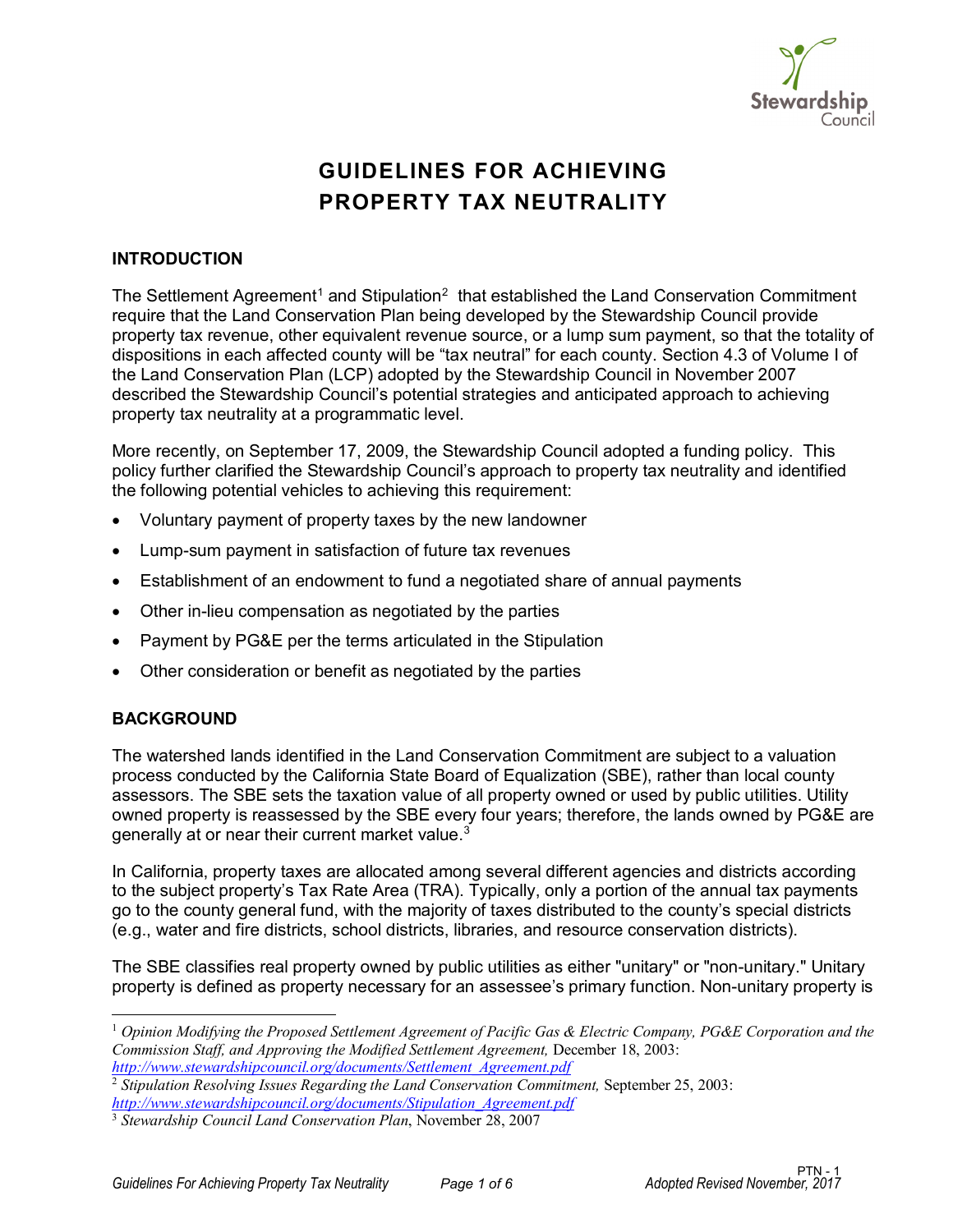# GUIDELINES FOR ACHIEVING PROPERTY TAX NEUTRALITY

## INTRODUCTION

The Settlement Agreement[1] and Stipulation[2] that established the Land Conservation Commitment require that the Land Conservation Plan being developed by the Stewardship Council provide property tax revenue, other equivalent revenue source, or a lump sum payment, so that the totality of dispositions in each affected county will be "tax neutral" for each county. Section 4.3 of Volume I of the Land Conservation Plan (LCP) adopted by the Stewardship Council in November 2007 described the Stewardship Council's potential strategies and anticipated approach to achieving property tax neutrality at a programmatic level.

More recently, on September 17, 2009, the Stewardship Council adopted a funding policy. This policy further clarified the Stewardship Council's approach to property tax neutrality and identified the following potential vehicles to achieving this requirement:

- Voluntary payment of property taxes by the new landowner
- Lump-sum payment in satisfaction of future tax revenues
- Establishment of an endowment to fund a negotiated share of annual payments
- Other in-lieu compensation as negotiated by the parties
- Payment by PG&E per the terms articulated in the Stipulation
- Other consideration or benefit as negotiated by the parties

## BACKGROUND

The watershed lands identified in the Land Conservation Commitment are subject to a valuation process conducted by the California State Board of Equalization (SBE), rather than local county assessors. The SBE sets the taxation value of all property owned or used by public utilities. Utility owned property is reassessed by the SBE every four years; therefore, the lands owned by PG&E are generally at or near their current market value.[3]

In California, property taxes are allocated among several different agencies and districts according to the subject property's Tax Rate Area (TRA). Typically, only a portion of the annual tax payments go to the county general fund, with the majority of taxes distributed to the county's special districts (e.g., water and fire districts, school districts, libraries, and resource conservation districts).

The SBE classifies real property owned by public utilities as either "unitary" or "non-unitary." Unitary property is defined as property necessary for an assessee's primary function. Non-unitary property is

---

[1] *Opinion Modifying the Proposed Settlement Agreement of Pacific Gas & Electric Company, PG&E Corporation and the Commission Staff, and Approving the Modified Settlement Agreement,* December 18, 2003: http://www.stewardshipcouncil.org/documents/Settlement_Agreement.pdf

[2] *Stipulation Resolving Issues Regarding the Land Conservation Commitment,* September 25, 2003: http://www.stewardshipcouncil.org/documents/Stipulation_Agreement.pdf

[3] *Stewardship Council Land Conservation Plan*, November 28, 2007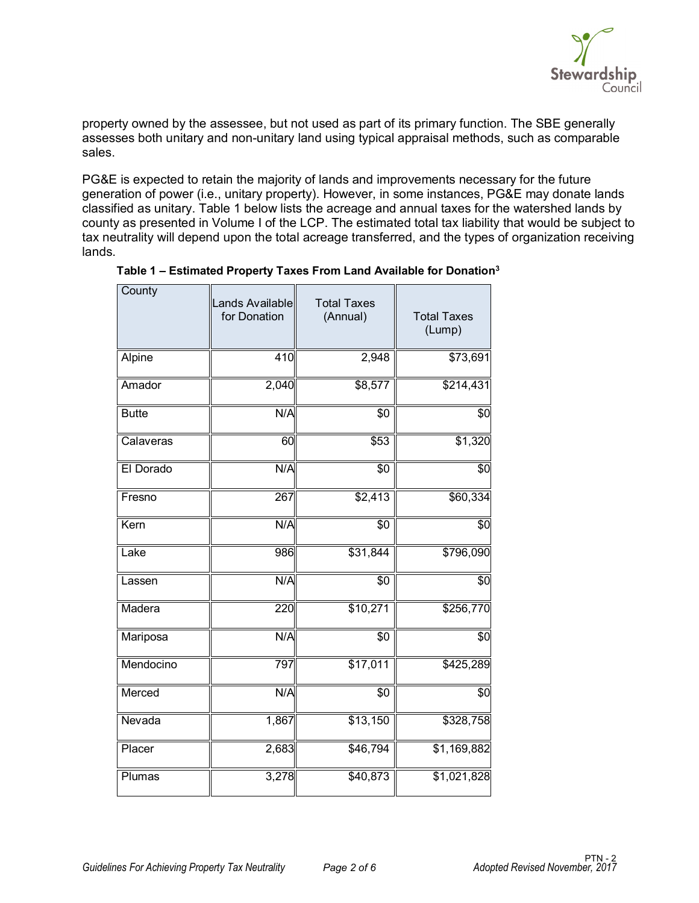property owned by the assessee, but not used as part of its primary function. The SBE generally assesses both unitary and non-unitary land using typical appraisal methods, such as comparable sales.

PG&E is expected to retain the majority of lands and improvements necessary for the future generation of power (i.e., unitary property). However, in some instances, PG&E may donate lands classified as unitary. Table 1 below lists the acreage and annual taxes for the watershed lands by county as presented in Volume I of the LCP. The estimated total tax liability that would be subject to tax neutrality will depend upon the total acreage transferred, and the types of organization receiving lands.

**Table 1 – Estimated Property Taxes From Land Available for Donation[3]**

| County | Lands Available for Donation | Total Taxes (Annual) | Total Taxes (Lump) |
|---|---|---|---|
| Alpine | 410 | 2,948 | $73,691 |
| Amador | 2,040 | $8,577 | $214,431 |
| Butte | N/A | $0 | $0 |
| Calaveras | 60 | $53 | $1,320 |
| El Dorado | N/A | $0 | $0 |
| Fresno | 267 | $2,413 | $60,334 |
| Kern | N/A | $0 | $0 |
| Lake | 986 | $31,844 | $796,090 |
| Lassen | N/A | $0 | $0 |
| Madera | 220 | $10,271 | $256,770 |
| Mariposa | N/A | $0 | $0 |
| Mendocino | 797 | $17,011 | $425,289 |
| Merced | N/A | $0 | $0 |
| Nevada | 1,867 | $13,150 | $328,758 |
| Placer | 2,683 | $46,794 | $1,169,882 |
| Plumas | 3,278 | $40,873 | $1,021,828 |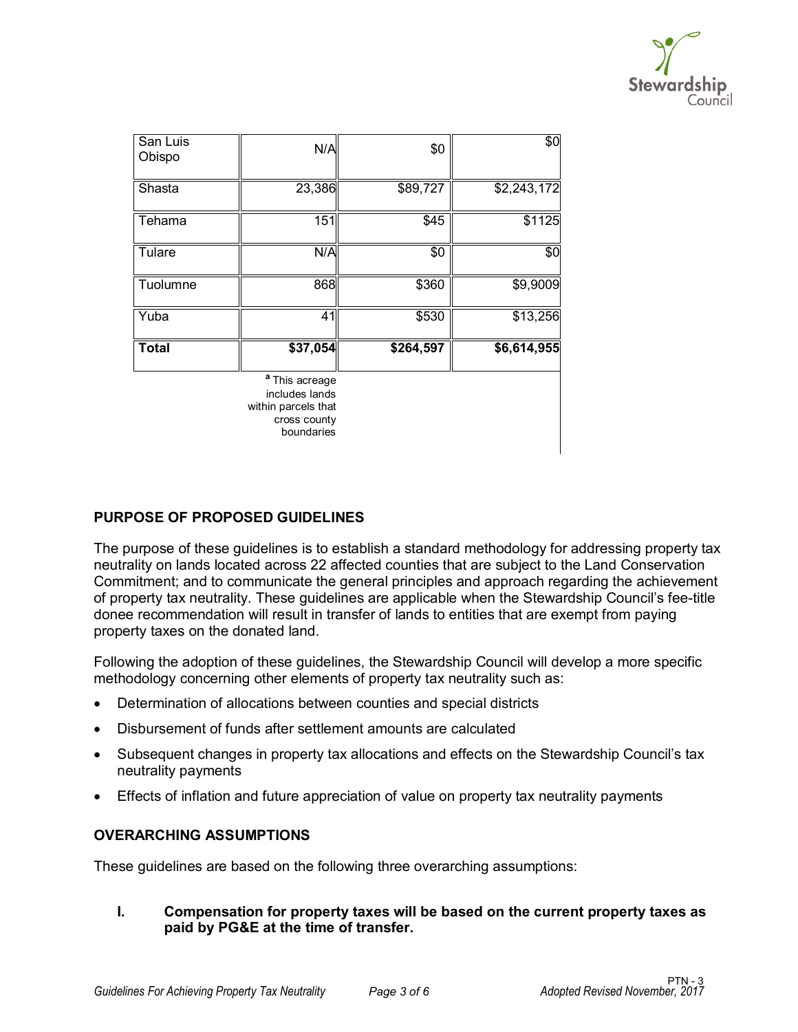| San Luis Obispo | N/A | $0 | $0 |
|---|---|---|---|
| Shasta | 23,386 | $89,727 | $2,243,172 |
| Tehama | 151 | $45 | $1125 |
| Tulare | N/A | $0 | $0 |
| Tuolumne | 868 | $360 | $9,9009 |
| Yuba | 41 | $530 | $13,256 |
| **Total** | **$37,054** | **$264,597** | **$6,614,955** |

[a] This acreage includes lands within parcels that cross county boundaries

## PURPOSE OF PROPOSED GUIDELINES

The purpose of these guidelines is to establish a standard methodology for addressing property tax neutrality on lands located across 22 affected counties that are subject to the Land Conservation Commitment; and to communicate the general principles and approach regarding the achievement of property tax neutrality. These guidelines are applicable when the Stewardship Council's fee-title donee recommendation will result in transfer of lands to entities that are exempt from paying property taxes on the donated land.

Following the adoption of these guidelines, the Stewardship Council will develop a more specific methodology concerning other elements of property tax neutrality such as:

- Determination of allocations between counties and special districts
- Disbursement of funds after settlement amounts are calculated
- Subsequent changes in property tax allocations and effects on the Stewardship Council's tax neutrality payments
- Effects of inflation and future appreciation of value on property tax neutrality payments

## OVERARCHING ASSUMPTIONS

These guidelines are based on the following three overarching assumptions:

**I. Compensation for property taxes will be based on the current property taxes as paid by PG&E at the time of transfer.**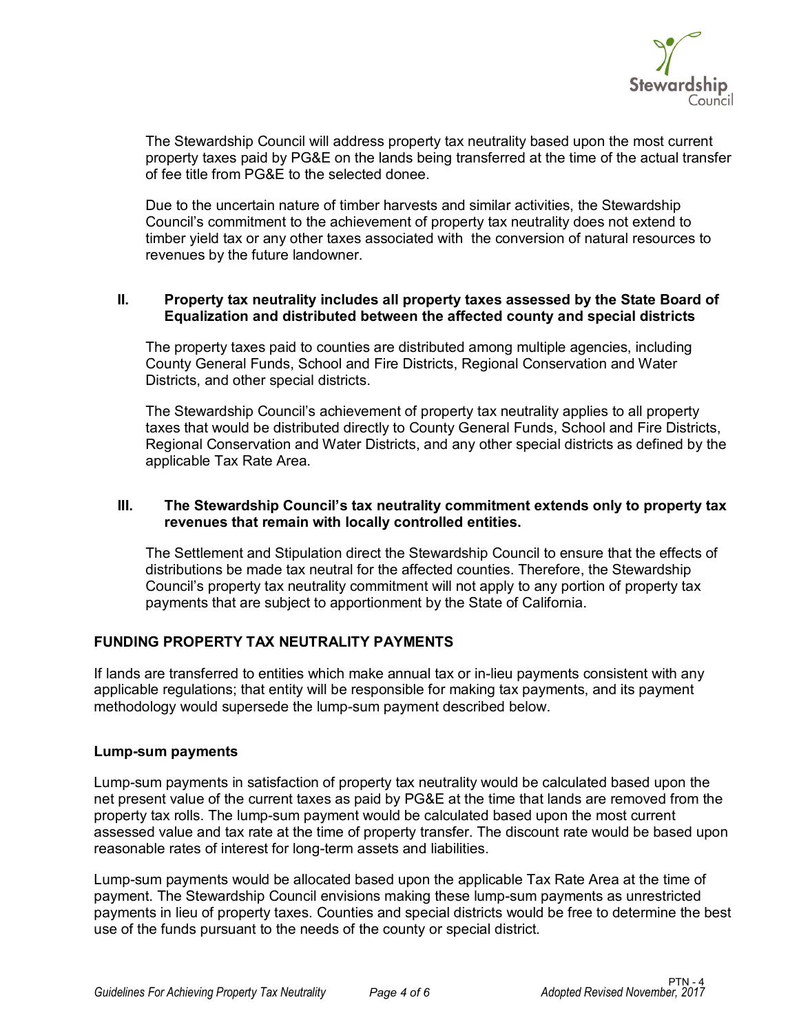The Stewardship Council will address property tax neutrality based upon the most current property taxes paid by PG&E on the lands being transferred at the time of the actual transfer of fee title from PG&E to the selected donee.

Due to the uncertain nature of timber harvests and similar activities, the Stewardship Council's commitment to the achievement of property tax neutrality does not extend to timber yield tax or any other taxes associated with the conversion of natural resources to revenues by the future landowner.

### II. Property tax neutrality includes all property taxes assessed by the State Board of Equalization and distributed between the affected county and special districts

The property taxes paid to counties are distributed among multiple agencies, including County General Funds, School and Fire Districts, Regional Conservation and Water Districts, and other special districts.

The Stewardship Council's achievement of property tax neutrality applies to all property taxes that would be distributed directly to County General Funds, School and Fire Districts, Regional Conservation and Water Districts, and any other special districts as defined by the applicable Tax Rate Area.

### III. The Stewardship Council's tax neutrality commitment extends only to property tax revenues that remain with locally controlled entities.

The Settlement and Stipulation direct the Stewardship Council to ensure that the effects of distributions be made tax neutral for the affected counties. Therefore, the Stewardship Council's property tax neutrality commitment will not apply to any portion of property tax payments that are subject to apportionment by the State of California.

## FUNDING PROPERTY TAX NEUTRALITY PAYMENTS

If lands are transferred to entities which make annual tax or in-lieu payments consistent with any applicable regulations; that entity will be responsible for making tax payments, and its payment methodology would supersede the lump-sum payment described below.

### Lump-sum payments

Lump-sum payments in satisfaction of property tax neutrality would be calculated based upon the net present value of the current taxes as paid by PG&E at the time that lands are removed from the property tax rolls. The lump-sum payment would be calculated based upon the most current assessed value and tax rate at the time of property transfer. The discount rate would be based upon reasonable rates of interest for long-term assets and liabilities.

Lump-sum payments would be allocated based upon the applicable Tax Rate Area at the time of payment. The Stewardship Council envisions making these lump-sum payments as unrestricted payments in lieu of property taxes. Counties and special districts would be free to determine the best use of the funds pursuant to the needs of the county or special district.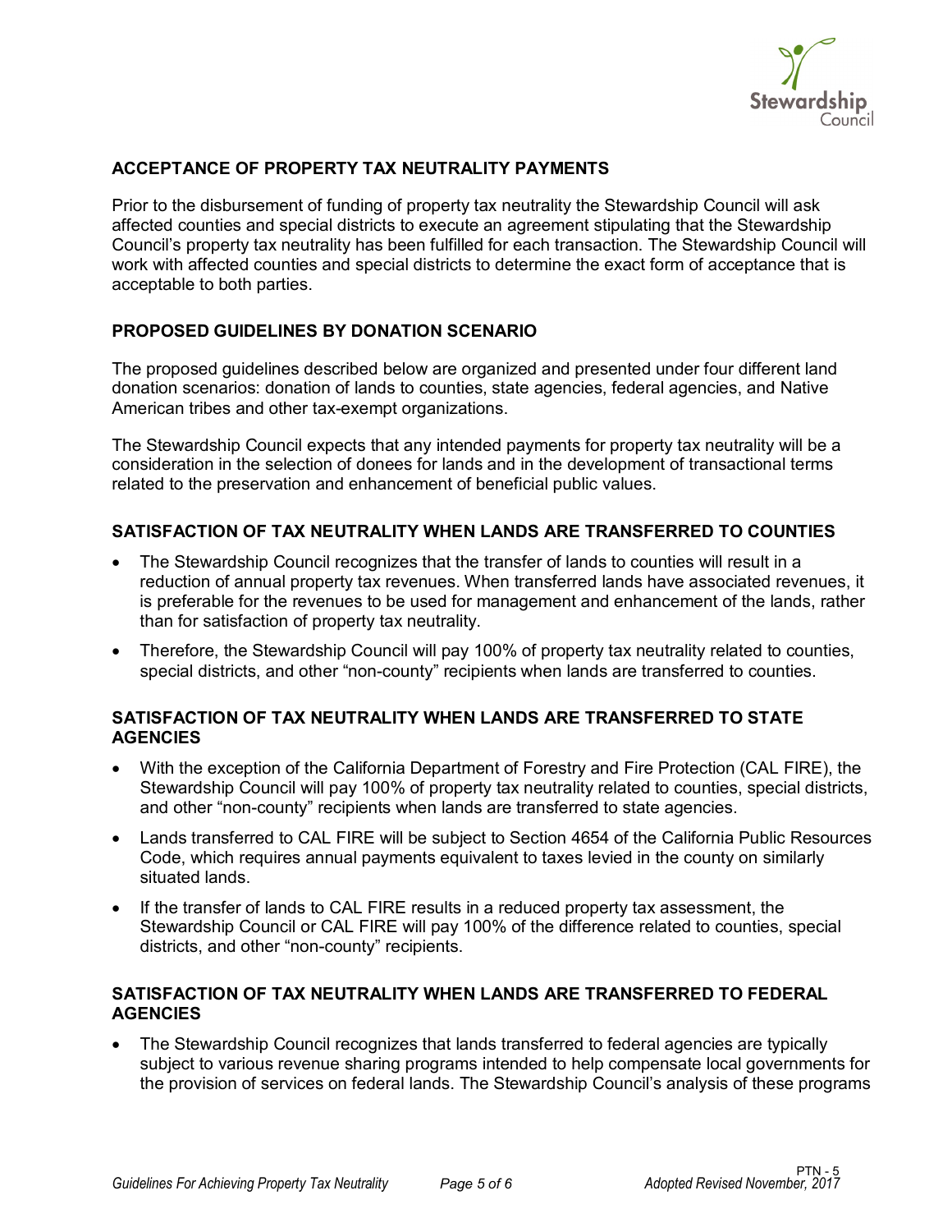## ACCEPTANCE OF PROPERTY TAX NEUTRALITY PAYMENTS

Prior to the disbursement of funding of property tax neutrality the Stewardship Council will ask affected counties and special districts to execute an agreement stipulating that the Stewardship Council's property tax neutrality has been fulfilled for each transaction. The Stewardship Council will work with affected counties and special districts to determine the exact form of acceptance that is acceptable to both parties.

## PROPOSED GUIDELINES BY DONATION SCENARIO

The proposed guidelines described below are organized and presented under four different land donation scenarios: donation of lands to counties, state agencies, federal agencies, and Native American tribes and other tax-exempt organizations.

The Stewardship Council expects that any intended payments for property tax neutrality will be a consideration in the selection of donees for lands and in the development of transactional terms related to the preservation and enhancement of beneficial public values.

## SATISFACTION OF TAX NEUTRALITY WHEN LANDS ARE TRANSFERRED TO COUNTIES

- The Stewardship Council recognizes that the transfer of lands to counties will result in a reduction of annual property tax revenues. When transferred lands have associated revenues, it is preferable for the revenues to be used for management and enhancement of the lands, rather than for satisfaction of property tax neutrality.
- Therefore, the Stewardship Council will pay 100% of property tax neutrality related to counties, special districts, and other "non-county" recipients when lands are transferred to counties.

## SATISFACTION OF TAX NEUTRALITY WHEN LANDS ARE TRANSFERRED TO STATE AGENCIES

- With the exception of the California Department of Forestry and Fire Protection (CAL FIRE), the Stewardship Council will pay 100% of property tax neutrality related to counties, special districts, and other "non-county" recipients when lands are transferred to state agencies.
- Lands transferred to CAL FIRE will be subject to Section 4654 of the California Public Resources Code, which requires annual payments equivalent to taxes levied in the county on similarly situated lands.
- If the transfer of lands to CAL FIRE results in a reduced property tax assessment, the Stewardship Council or CAL FIRE will pay 100% of the difference related to counties, special districts, and other "non-county" recipients.

## SATISFACTION OF TAX NEUTRALITY WHEN LANDS ARE TRANSFERRED TO FEDERAL AGENCIES

- The Stewardship Council recognizes that lands transferred to federal agencies are typically subject to various revenue sharing programs intended to help compensate local governments for the provision of services on federal lands. The Stewardship Council's analysis of these programs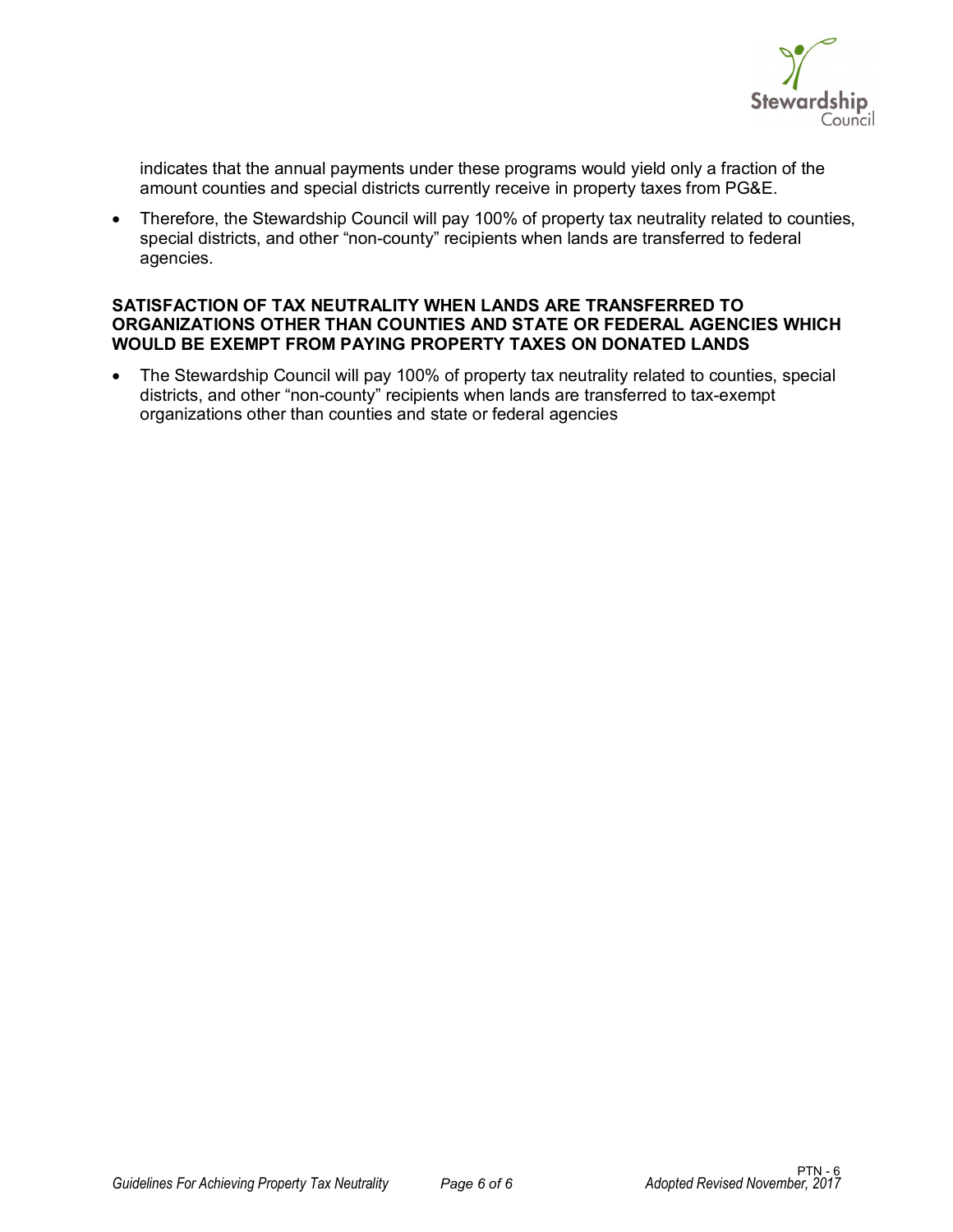indicates that the annual payments under these programs would yield only a fraction of the amount counties and special districts currently receive in property taxes from PG&E.

- Therefore, the Stewardship Council will pay 100% of property tax neutrality related to counties, special districts, and other "non-county" recipients when lands are transferred to federal agencies.

**SATISFACTION OF TAX NEUTRALITY WHEN LANDS ARE TRANSFERRED TO ORGANIZATIONS OTHER THAN COUNTIES AND STATE OR FEDERAL AGENCIES WHICH WOULD BE EXEMPT FROM PAYING PROPERTY TAXES ON DONATED LANDS**

- The Stewardship Council will pay 100% of property tax neutrality related to counties, special districts, and other "non-county" recipients when lands are transferred to tax-exempt organizations other than counties and state or federal agencies